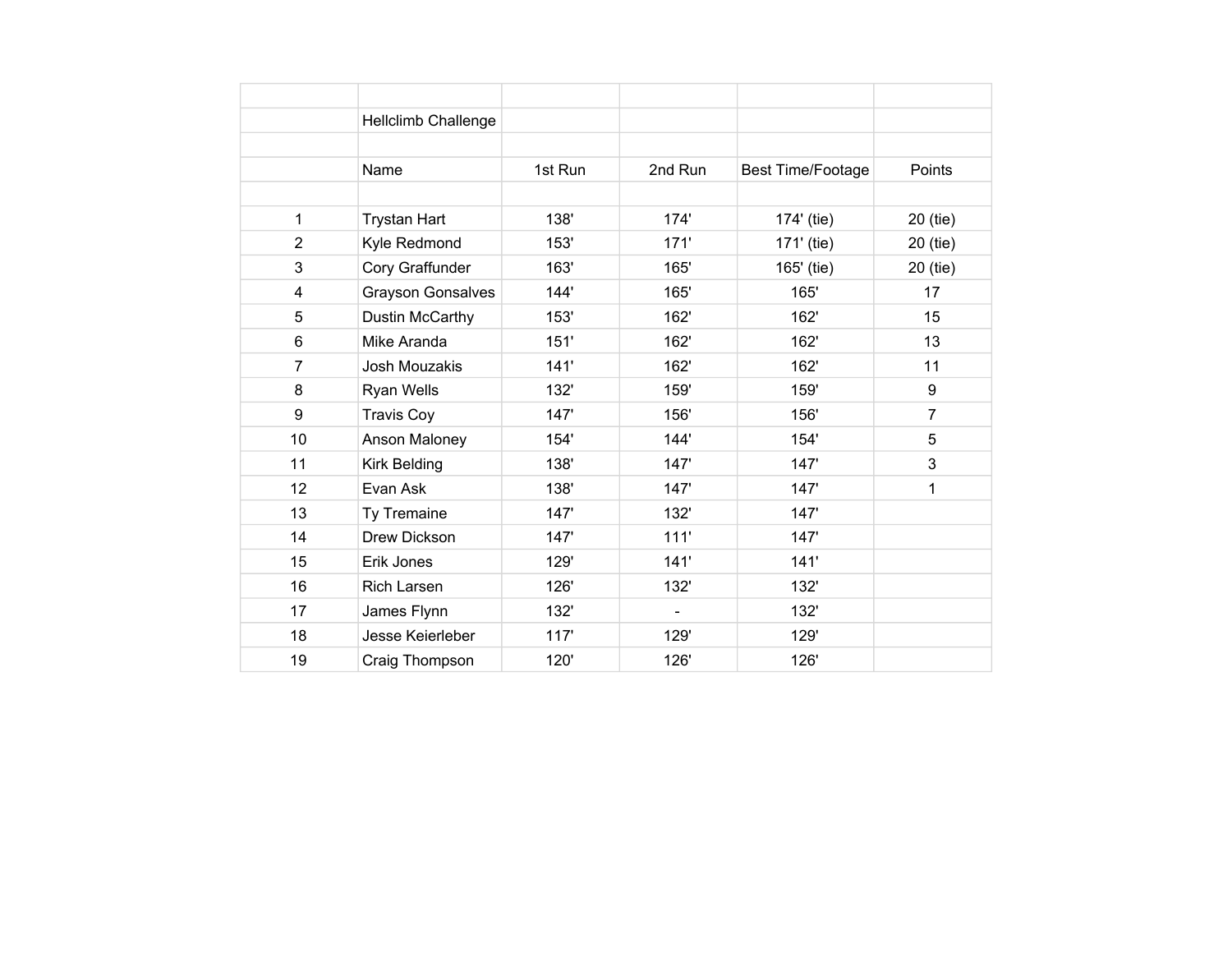## Hellclimb Challenge

| | Name | 1st Run | 2nd Run | Best Time/Footage | Points |
|---|---|---|---|---|---|
| 1 | Trystan Hart | 138' | 174' | 174' (tie) | 20 (tie) |
| 2 | Kyle Redmond | 153' | 171' | 171' (tie) | 20 (tie) |
| 3 | Cory Graffunder | 163' | 165' | 165' (tie) | 20 (tie) |
| 4 | Grayson Gonsalves | 144' | 165' | 165' | 17 |
| 5 | Dustin McCarthy | 153' | 162' | 162' | 15 |
| 6 | Mike Aranda | 151' | 162' | 162' | 13 |
| 7 | Josh Mouzakis | 141' | 162' | 162' | 11 |
| 8 | Ryan Wells | 132' | 159' | 159' | 9 |
| 9 | Travis Coy | 147' | 156' | 156' | 7 |
| 10 | Anson Maloney | 154' | 144' | 154' | 5 |
| 11 | Kirk Belding | 138' | 147' | 147' | 3 |
| 12 | Evan Ask | 138' | 147' | 147' | 1 |
| 13 | Ty Tremaine | 147' | 132' | 147' | |
| 14 | Drew Dickson | 147' | 111' | 147' | |
| 15 | Erik Jones | 129' | 141' | 141' | |
| 16 | Rich Larsen | 126' | 132' | 132' | |
| 17 | James Flynn | 132' | - | 132' | |
| 18 | Jesse Keierleber | 117' | 129' | 129' | |
| 19 | Craig Thompson | 120' | 126' | 126' | |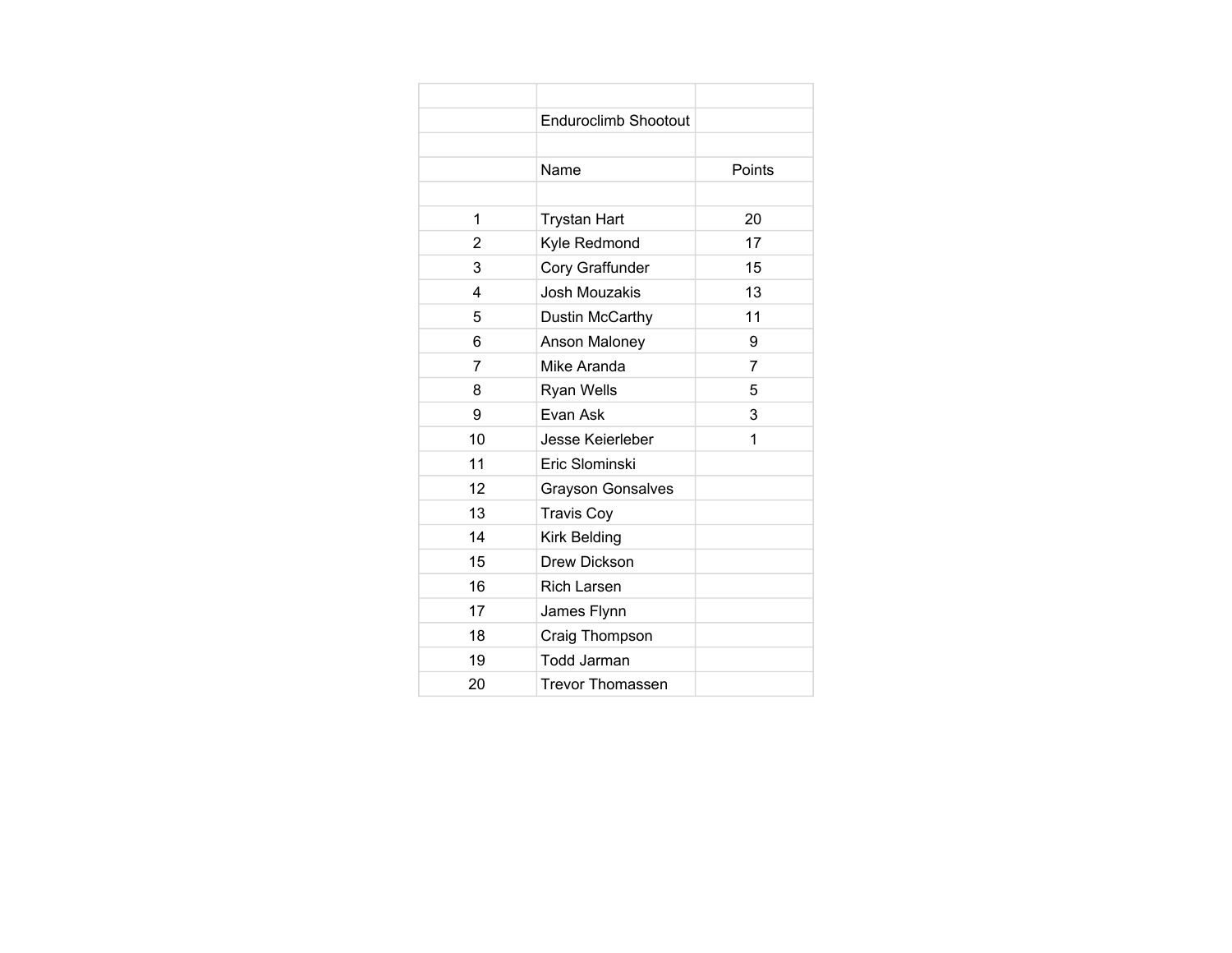## Enduroclimb Shootout

| | Name | Points |
|---|---|---|
| 1 | Trystan Hart | 20 |
| 2 | Kyle Redmond | 17 |
| 3 | Cory Graffunder | 15 |
| 4 | Josh Mouzakis | 13 |
| 5 | Dustin McCarthy | 11 |
| 6 | Anson Maloney | 9 |
| 7 | Mike Aranda | 7 |
| 8 | Ryan Wells | 5 |
| 9 | Evan Ask | 3 |
| 10 | Jesse Keierleber | 1 |
| 11 | Eric Slominski | |
| 12 | Grayson Gonsalves | |
| 13 | Travis Coy | |
| 14 | Kirk Belding | |
| 15 | Drew Dickson | |
| 16 | Rich Larsen | |
| 17 | James Flynn | |
| 18 | Craig Thompson | |
| 19 | Todd Jarman | |
| 20 | Trevor Thomassen | |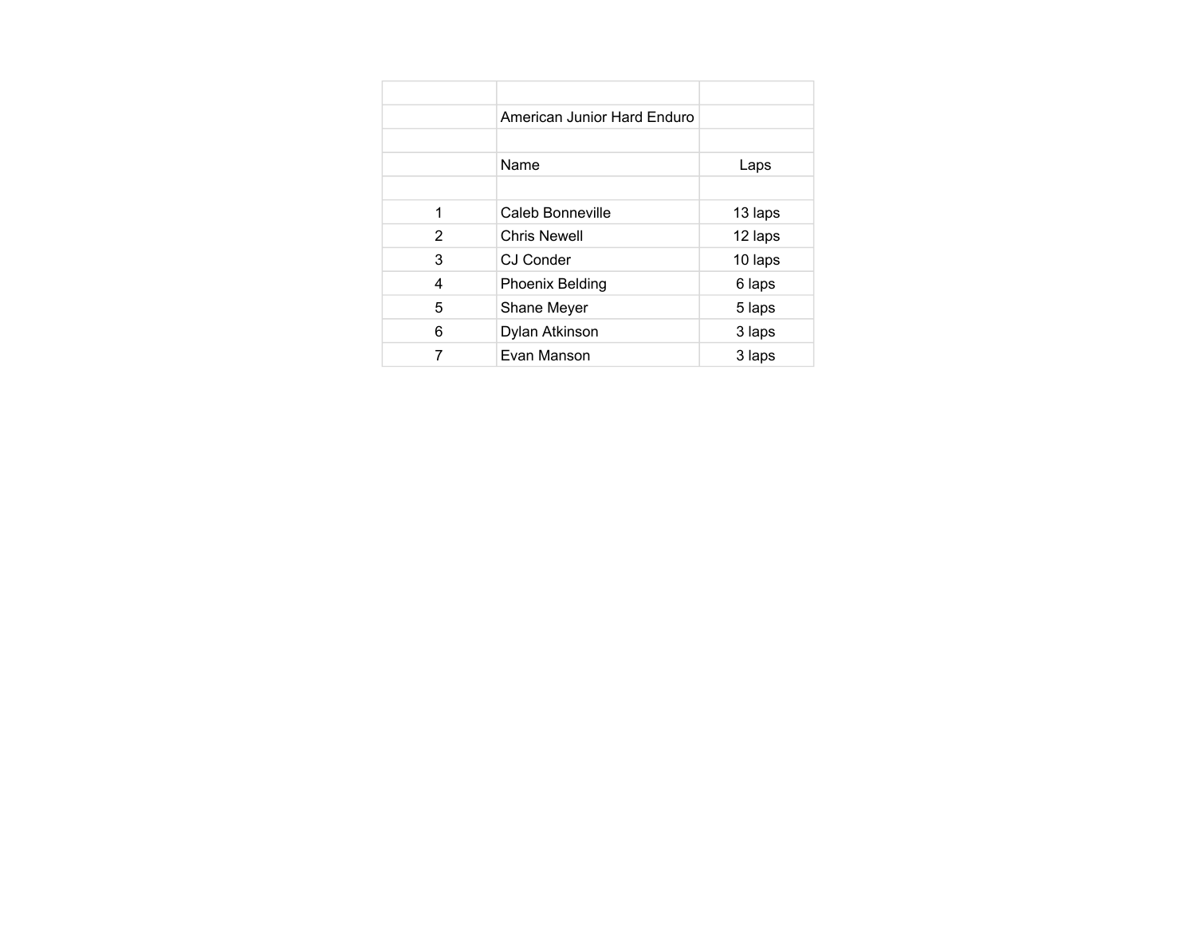## American Junior Hard Enduro

| | Name | Laps |
|---|---|---|
| 1 | Caleb Bonneville | 13 laps |
| 2 | Chris Newell | 12 laps |
| 3 | CJ Conder | 10 laps |
| 4 | Phoenix Belding | 6 laps |
| 5 | Shane Meyer | 5 laps |
| 6 | Dylan Atkinson | 3 laps |
| 7 | Evan Manson | 3 laps |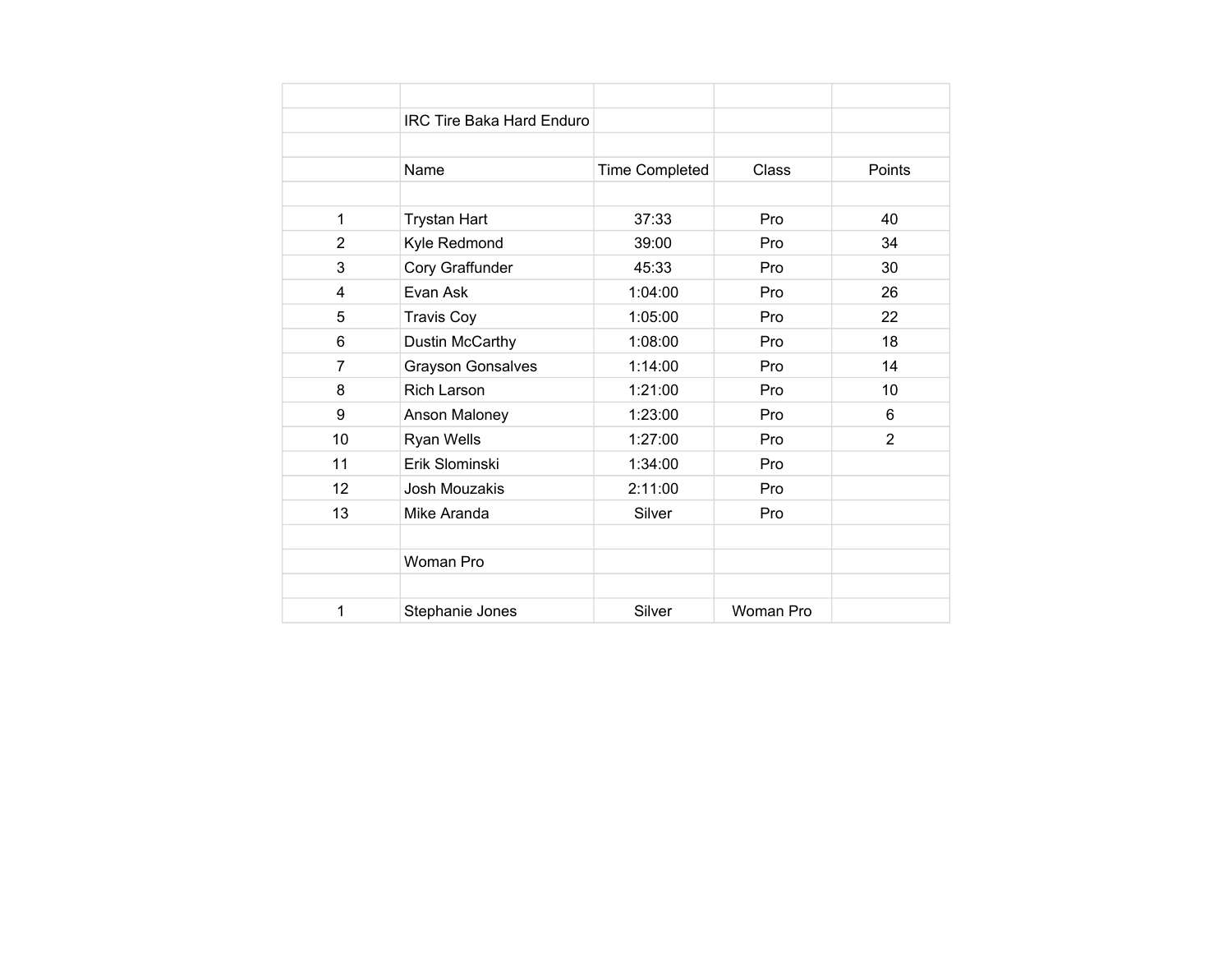## IRC Tire Baka Hard Enduro

| | Name | Time Completed | Class | Points |
|---|---|---|---|---|
| 1 | Trystan Hart | 37:33 | Pro | 40 |
| 2 | Kyle Redmond | 39:00 | Pro | 34 |
| 3 | Cory Graffunder | 45:33 | Pro | 30 |
| 4 | Evan Ask | 1:04:00 | Pro | 26 |
| 5 | Travis Coy | 1:05:00 | Pro | 22 |
| 6 | Dustin McCarthy | 1:08:00 | Pro | 18 |
| 7 | Grayson Gonsalves | 1:14:00 | Pro | 14 |
| 8 | Rich Larson | 1:21:00 | Pro | 10 |
| 9 | Anson Maloney | 1:23:00 | Pro | 6 |
| 10 | Ryan Wells | 1:27:00 | Pro | 2 |
| 11 | Erik Slominski | 1:34:00 | Pro | |
| 12 | Josh Mouzakis | 2:11:00 | Pro | |
| 13 | Mike Aranda | Silver | Pro | |

### Woman Pro

| | Name | Time Completed | Class | Points |
|---|---|---|---|---|
| 1 | Stephanie Jones | Silver | Woman Pro | |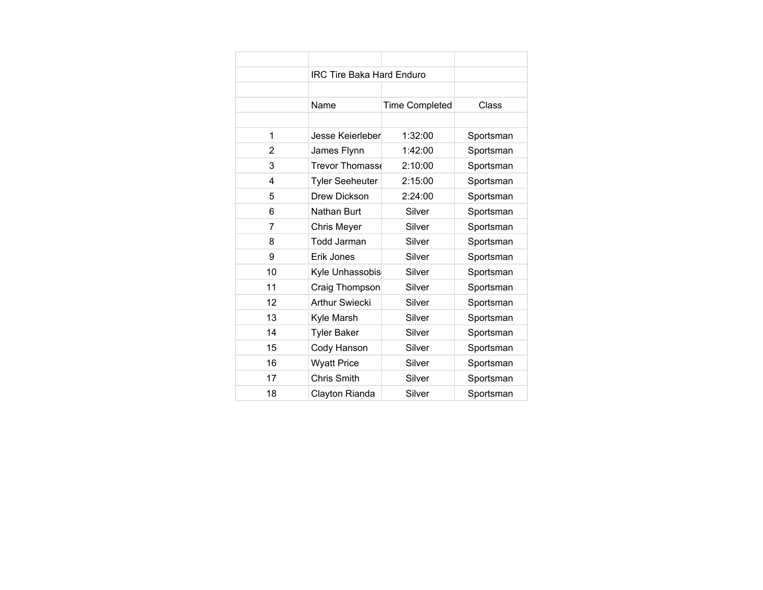IRC Tire Baka Hard Enduro

| | Name | Time Completed | Class |
|---|---|---|---|
| 1 | Jesse Keierleber | 1:32:00 | Sportsman |
| 2 | James Flynn | 1:42:00 | Sportsman |
| 3 | Trevor Thomasse | 2:10:00 | Sportsman |
| 4 | Tyler Seeheuter | 2:15:00 | Sportsman |
| 5 | Drew Dickson | 2:24:00 | Sportsman |
| 6 | Nathan Burt | Silver | Sportsman |
| 7 | Chris Meyer | Silver | Sportsman |
| 8 | Todd Jarman | Silver | Sportsman |
| 9 | Erik Jones | Silver | Sportsman |
| 10 | Kyle Unhassobis | Silver | Sportsman |
| 11 | Craig Thompson | Silver | Sportsman |
| 12 | Arthur Swiecki | Silver | Sportsman |
| 13 | Kyle Marsh | Silver | Sportsman |
| 14 | Tyler Baker | Silver | Sportsman |
| 15 | Cody Hanson | Silver | Sportsman |
| 16 | Wyatt Price | Silver | Sportsman |
| 17 | Chris Smith | Silver | Sportsman |
| 18 | Clayton Rianda | Silver | Sportsman |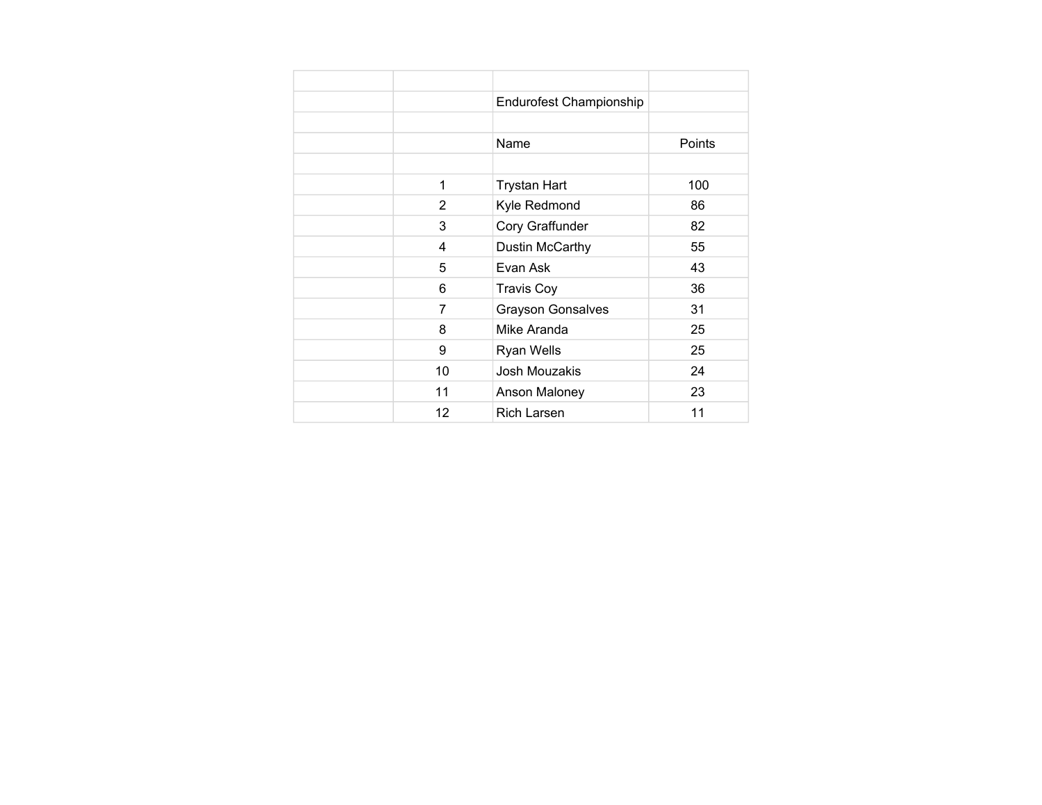## Endurofest Championship

| | Name | Points |
|---|---|---|
| 1 | Trystan Hart | 100 |
| 2 | Kyle Redmond | 86 |
| 3 | Cory Graffunder | 82 |
| 4 | Dustin McCarthy | 55 |
| 5 | Evan Ask | 43 |
| 6 | Travis Coy | 36 |
| 7 | Grayson Gonsalves | 31 |
| 8 | Mike Aranda | 25 |
| 9 | Ryan Wells | 25 |
| 10 | Josh Mouzakis | 24 |
| 11 | Anson Maloney | 23 |
| 12 | Rich Larsen | 11 |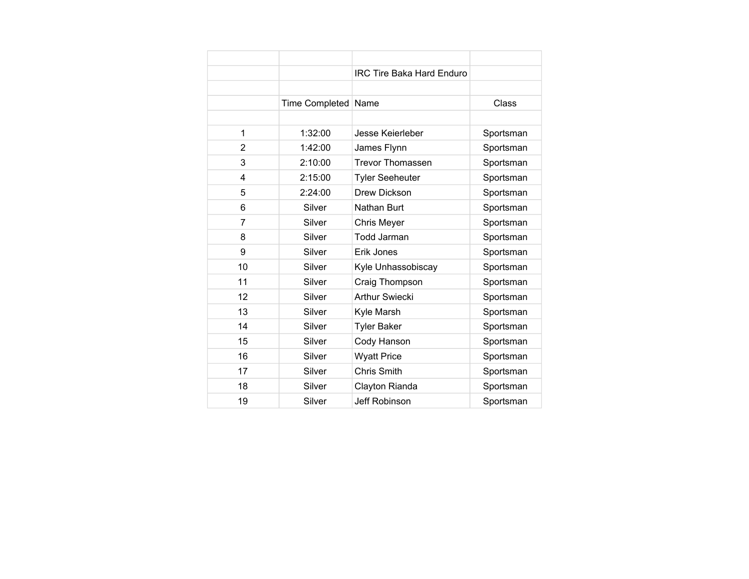| | | | |
|---|---|---|---|
| | | IRC Tire Baka Hard Enduro | |
| | Time Completed | Name | Class |
| 1 | 1:32:00 | Jesse Keierleber | Sportsman |
| 2 | 1:42:00 | James Flynn | Sportsman |
| 3 | 2:10:00 | Trevor Thomassen | Sportsman |
| 4 | 2:15:00 | Tyler Seeheuter | Sportsman |
| 5 | 2:24:00 | Drew Dickson | Sportsman |
| 6 | Silver | Nathan Burt | Sportsman |
| 7 | Silver | Chris Meyer | Sportsman |
| 8 | Silver | Todd Jarman | Sportsman |
| 9 | Silver | Erik Jones | Sportsman |
| 10 | Silver | Kyle Unhassobiscay | Sportsman |
| 11 | Silver | Craig Thompson | Sportsman |
| 12 | Silver | Arthur Swiecki | Sportsman |
| 13 | Silver | Kyle Marsh | Sportsman |
| 14 | Silver | Tyler Baker | Sportsman |
| 15 | Silver | Cody Hanson | Sportsman |
| 16 | Silver | Wyatt Price | Sportsman |
| 17 | Silver | Chris Smith | Sportsman |
| 18 | Silver | Clayton Rianda | Sportsman |
| 19 | Silver | Jeff Robinson | Sportsman |